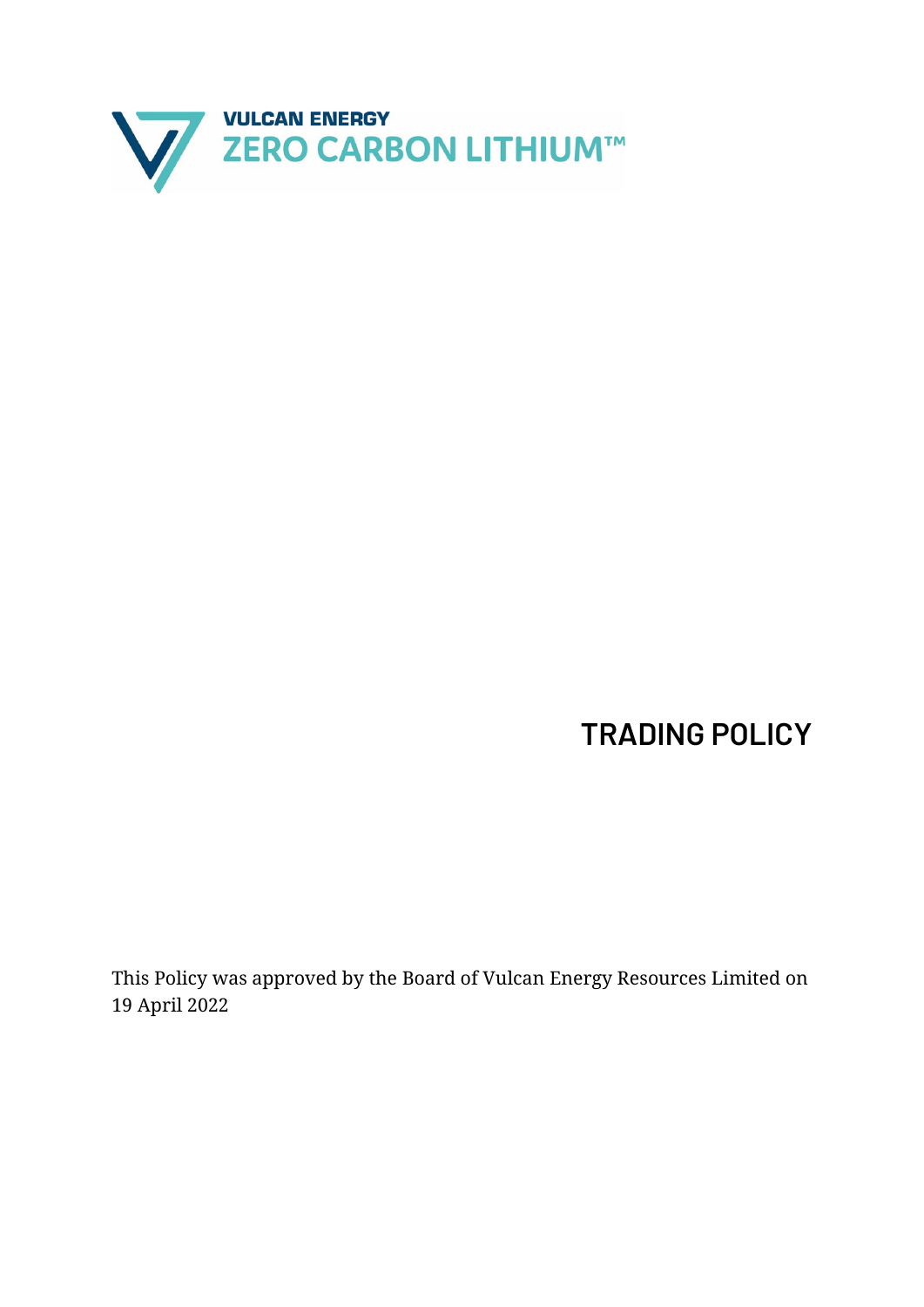VULCAN ENERGY
ZERO CARBON LITHIUM™

# TRADING POLICY

This Policy was approved by the Board of Vulcan Energy Resources Limited on 19 April 2022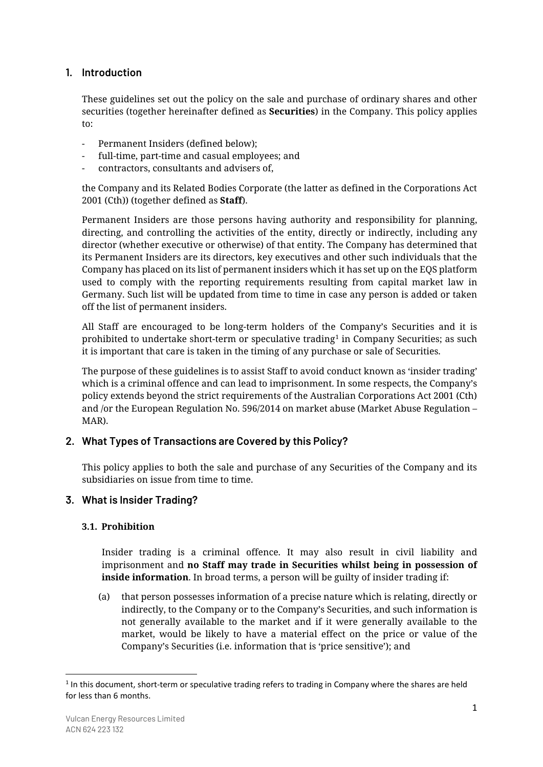## 1. Introduction

These guidelines set out the policy on the sale and purchase of ordinary shares and other securities (together hereinafter defined as **Securities**) in the Company. This policy applies to:

- Permanent Insiders (defined below);
- full-time, part-time and casual employees; and
- contractors, consultants and advisers of,

the Company and its Related Bodies Corporate (the latter as defined in the Corporations Act 2001 (Cth)) (together defined as **Staff**).

Permanent Insiders are those persons having authority and responsibility for planning, directing, and controlling the activities of the entity, directly or indirectly, including any director (whether executive or otherwise) of that entity. The Company has determined that its Permanent Insiders are its directors, key executives and other such individuals that the Company has placed on its list of permanent insiders which it has set up on the EQS platform used to comply with the reporting requirements resulting from capital market law in Germany. Such list will be updated from time to time in case any person is added or taken off the list of permanent insiders.

All Staff are encouraged to be long-term holders of the Company's Securities and it is prohibited to undertake short-term or speculative trading[1] in Company Securities; as such it is important that care is taken in the timing of any purchase or sale of Securities.

The purpose of these guidelines is to assist Staff to avoid conduct known as 'insider trading' which is a criminal offence and can lead to imprisonment. In some respects, the Company's policy extends beyond the strict requirements of the Australian Corporations Act 2001 (Cth) and /or the European Regulation No. 596/2014 on market abuse (Market Abuse Regulation – MAR).

## 2. What Types of Transactions are Covered by this Policy?

This policy applies to both the sale and purchase of any Securities of the Company and its subsidiaries on issue from time to time.

## 3. What is Insider Trading?

### 3.1. Prohibition

Insider trading is a criminal offence. It may also result in civil liability and imprisonment and **no Staff may trade in Securities whilst being in possession of inside information**. In broad terms, a person will be guilty of insider trading if:

(a) that person possesses information of a precise nature which is relating, directly or indirectly, to the Company or to the Company's Securities, and such information is not generally available to the market and if it were generally available to the market, would be likely to have a material effect on the price or value of the Company's Securities (i.e. information that is 'price sensitive'); and

---

[1] In this document, short-term or speculative trading refers to trading in Company where the shares are held for less than 6 months.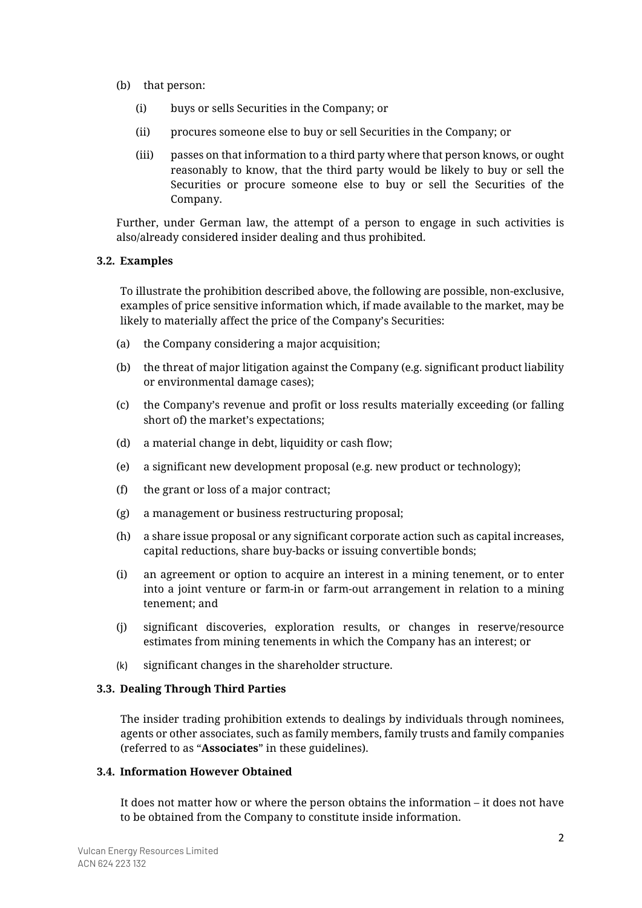(b) that person:

  (i) buys or sells Securities in the Company; or

  (ii) procures someone else to buy or sell Securities in the Company; or

  (iii) passes on that information to a third party where that person knows, or ought reasonably to know, that the third party would be likely to buy or sell the Securities or procure someone else to buy or sell the Securities of the Company.

Further, under German law, the attempt of a person to engage in such activities is also/already considered insider dealing and thus prohibited.

### 3.2. Examples

To illustrate the prohibition described above, the following are possible, non-exclusive, examples of price sensitive information which, if made available to the market, may be likely to materially affect the price of the Company's Securities:

(a) the Company considering a major acquisition;

(b) the threat of major litigation against the Company (e.g. significant product liability or environmental damage cases);

(c) the Company's revenue and profit or loss results materially exceeding (or falling short of) the market's expectations;

(d) a material change in debt, liquidity or cash flow;

(e) a significant new development proposal (e.g. new product or technology);

(f) the grant or loss of a major contract;

(g) a management or business restructuring proposal;

(h) a share issue proposal or any significant corporate action such as capital increases, capital reductions, share buy-backs or issuing convertible bonds;

(i) an agreement or option to acquire an interest in a mining tenement, or to enter into a joint venture or farm-in or farm-out arrangement in relation to a mining tenement; and

(j) significant discoveries, exploration results, or changes in reserve/resource estimates from mining tenements in which the Company has an interest; or

(k) significant changes in the shareholder structure.

### 3.3. Dealing Through Third Parties

The insider trading prohibition extends to dealings by individuals through nominees, agents or other associates, such as family members, family trusts and family companies (referred to as "**Associates**" in these guidelines).

### 3.4. Information However Obtained

It does not matter how or where the person obtains the information – it does not have to be obtained from the Company to constitute inside information.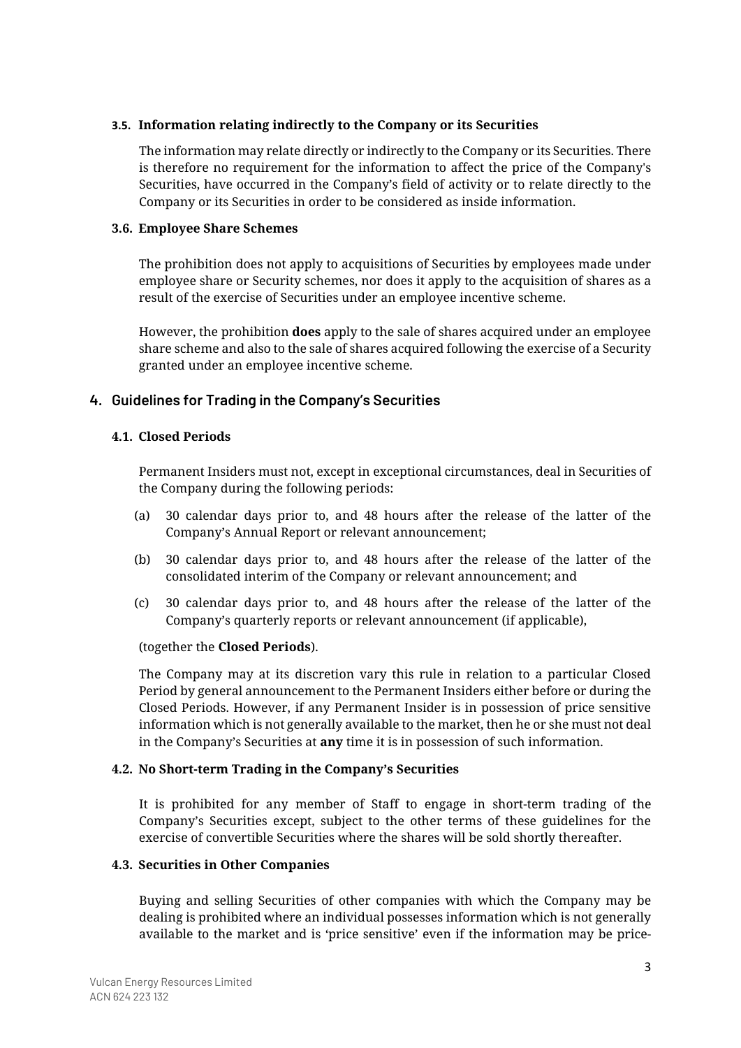### 3.5. Information relating indirectly to the Company or its Securities

The information may relate directly or indirectly to the Company or its Securities. There is therefore no requirement for the information to affect the price of the Company's Securities, have occurred in the Company's field of activity or to relate directly to the Company or its Securities in order to be considered as inside information.

### 3.6. Employee Share Schemes

The prohibition does not apply to acquisitions of Securities by employees made under employee share or Security schemes, nor does it apply to the acquisition of shares as a result of the exercise of Securities under an employee incentive scheme.

However, the prohibition **does** apply to the sale of shares acquired under an employee share scheme and also to the sale of shares acquired following the exercise of a Security granted under an employee incentive scheme.

## 4. Guidelines for Trading in the Company's Securities

### 4.1. Closed Periods

Permanent Insiders must not, except in exceptional circumstances, deal in Securities of the Company during the following periods:

(a) 30 calendar days prior to, and 48 hours after the release of the latter of the Company's Annual Report or relevant announcement;

(b) 30 calendar days prior to, and 48 hours after the release of the latter of the consolidated interim of the Company or relevant announcement; and

(c) 30 calendar days prior to, and 48 hours after the release of the latter of the Company's quarterly reports or relevant announcement (if applicable),

(together the **Closed Periods**).

The Company may at its discretion vary this rule in relation to a particular Closed Period by general announcement to the Permanent Insiders either before or during the Closed Periods. However, if any Permanent Insider is in possession of price sensitive information which is not generally available to the market, then he or she must not deal in the Company's Securities at **any** time it is in possession of such information.

### 4.2. No Short-term Trading in the Company's Securities

It is prohibited for any member of Staff to engage in short-term trading of the Company's Securities except, subject to the other terms of these guidelines for the exercise of convertible Securities where the shares will be sold shortly thereafter.

### 4.3. Securities in Other Companies

Buying and selling Securities of other companies with which the Company may be dealing is prohibited where an individual possesses information which is not generally available to the market and is 'price sensitive' even if the information may be price-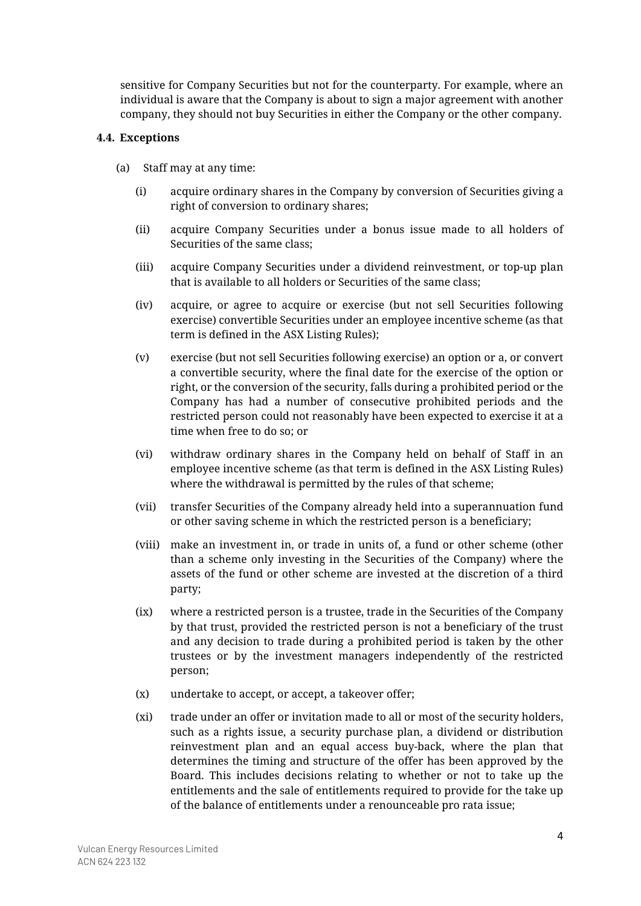sensitive for Company Securities but not for the counterparty. For example, where an individual is aware that the Company is about to sign a major agreement with another company, they should not buy Securities in either the Company or the other company.

### 4.4. Exceptions

(a) Staff may at any time:

(i) acquire ordinary shares in the Company by conversion of Securities giving a right of conversion to ordinary shares;

(ii) acquire Company Securities under a bonus issue made to all holders of Securities of the same class;

(iii) acquire Company Securities under a dividend reinvestment, or top-up plan that is available to all holders or Securities of the same class;

(iv) acquire, or agree to acquire or exercise (but not sell Securities following exercise) convertible Securities under an employee incentive scheme (as that term is defined in the ASX Listing Rules);

(v) exercise (but not sell Securities following exercise) an option or a, or convert a convertible security, where the final date for the exercise of the option or right, or the conversion of the security, falls during a prohibited period or the Company has had a number of consecutive prohibited periods and the restricted person could not reasonably have been expected to exercise it at a time when free to do so; or

(vi) withdraw ordinary shares in the Company held on behalf of Staff in an employee incentive scheme (as that term is defined in the ASX Listing Rules) where the withdrawal is permitted by the rules of that scheme;

(vii) transfer Securities of the Company already held into a superannuation fund or other saving scheme in which the restricted person is a beneficiary;

(viii) make an investment in, or trade in units of, a fund or other scheme (other than a scheme only investing in the Securities of the Company) where the assets of the fund or other scheme are invested at the discretion of a third party;

(ix) where a restricted person is a trustee, trade in the Securities of the Company by that trust, provided the restricted person is not a beneficiary of the trust and any decision to trade during a prohibited period is taken by the other trustees or by the investment managers independently of the restricted person;

(x) undertake to accept, or accept, a takeover offer;

(xi) trade under an offer or invitation made to all or most of the security holders, such as a rights issue, a security purchase plan, a dividend or distribution reinvestment plan and an equal access buy-back, where the plan that determines the timing and structure of the offer has been approved by the Board. This includes decisions relating to whether or not to take up the entitlements and the sale of entitlements required to provide for the take up of the balance of entitlements under a renounceable pro rata issue;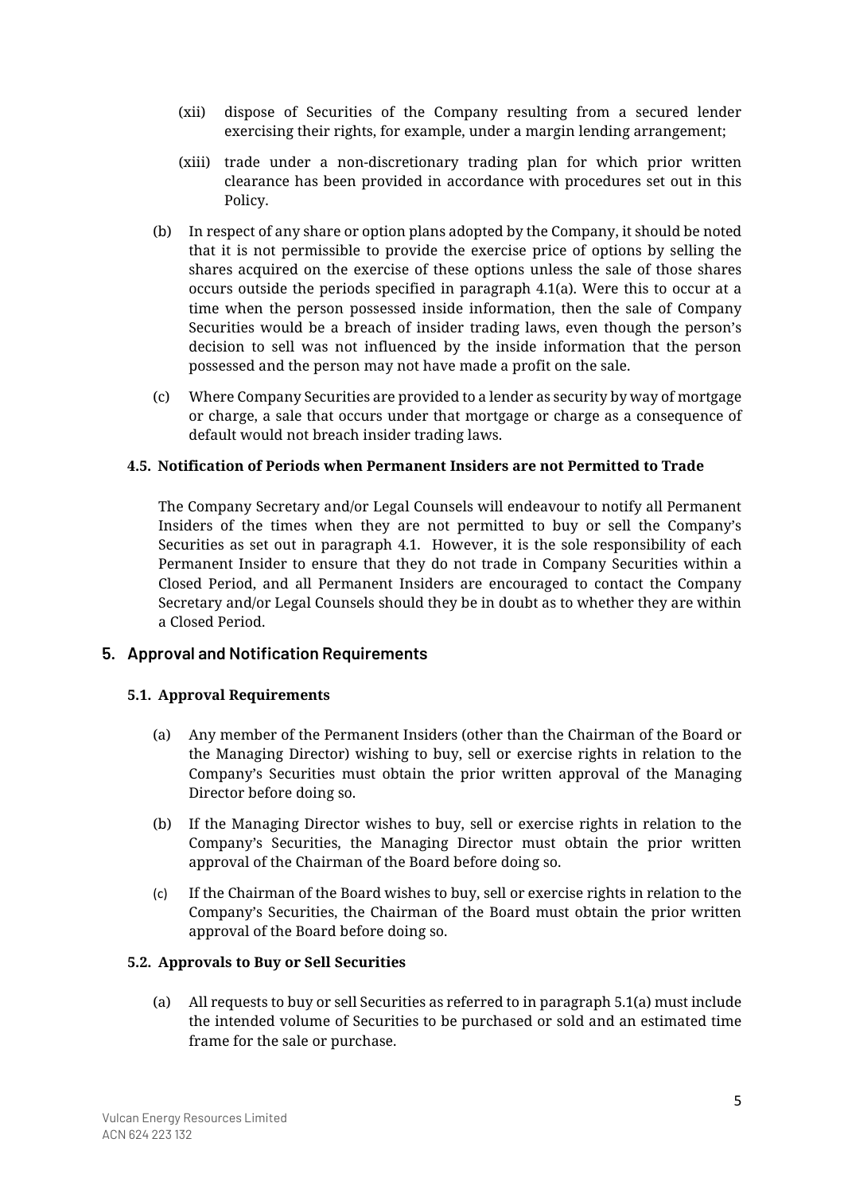(xii) dispose of Securities of the Company resulting from a secured lender exercising their rights, for example, under a margin lending arrangement;

(xiii) trade under a non-discretionary trading plan for which prior written clearance has been provided in accordance with procedures set out in this Policy.

(b) In respect of any share or option plans adopted by the Company, it should be noted that it is not permissible to provide the exercise price of options by selling the shares acquired on the exercise of these options unless the sale of those shares occurs outside the periods specified in paragraph 4.1(a). Were this to occur at a time when the person possessed inside information, then the sale of Company Securities would be a breach of insider trading laws, even though the person's decision to sell was not influenced by the inside information that the person possessed and the person may not have made a profit on the sale.

(c) Where Company Securities are provided to a lender as security by way of mortgage or charge, a sale that occurs under that mortgage or charge as a consequence of default would not breach insider trading laws.

### 4.5. Notification of Periods when Permanent Insiders are not Permitted to Trade

The Company Secretary and/or Legal Counsels will endeavour to notify all Permanent Insiders of the times when they are not permitted to buy or sell the Company's Securities as set out in paragraph 4.1. However, it is the sole responsibility of each Permanent Insider to ensure that they do not trade in Company Securities within a Closed Period, and all Permanent Insiders are encouraged to contact the Company Secretary and/or Legal Counsels should they be in doubt as to whether they are within a Closed Period.

## 5. Approval and Notification Requirements

### 5.1. Approval Requirements

(a) Any member of the Permanent Insiders (other than the Chairman of the Board or the Managing Director) wishing to buy, sell or exercise rights in relation to the Company's Securities must obtain the prior written approval of the Managing Director before doing so.

(b) If the Managing Director wishes to buy, sell or exercise rights in relation to the Company's Securities, the Managing Director must obtain the prior written approval of the Chairman of the Board before doing so.

(c) If the Chairman of the Board wishes to buy, sell or exercise rights in relation to the Company's Securities, the Chairman of the Board must obtain the prior written approval of the Board before doing so.

### 5.2. Approvals to Buy or Sell Securities

(a) All requests to buy or sell Securities as referred to in paragraph 5.1(a) must include the intended volume of Securities to be purchased or sold and an estimated time frame for the sale or purchase.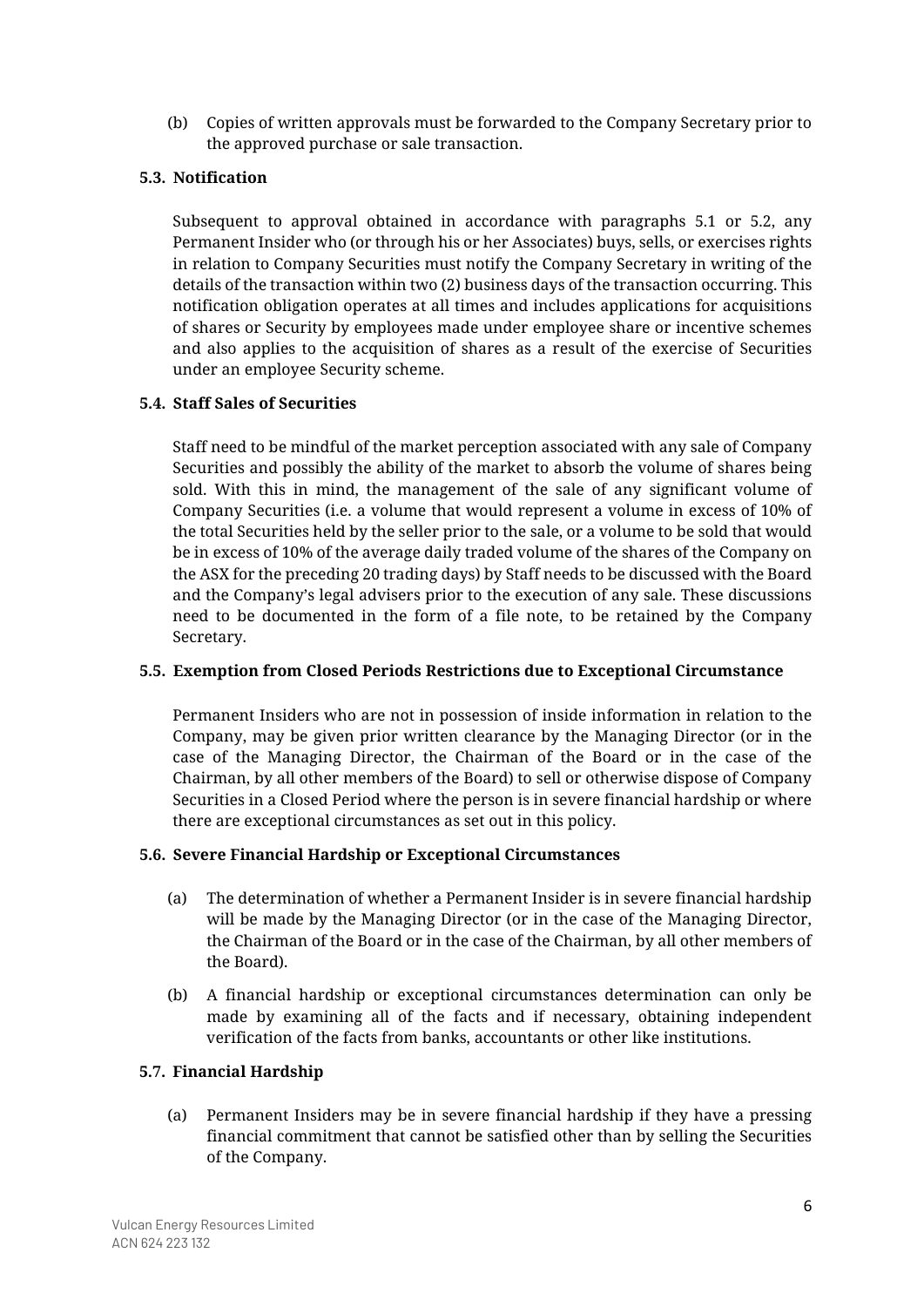(b) Copies of written approvals must be forwarded to the Company Secretary prior to the approved purchase or sale transaction.

### 5.3. Notification

Subsequent to approval obtained in accordance with paragraphs 5.1 or 5.2, any Permanent Insider who (or through his or her Associates) buys, sells, or exercises rights in relation to Company Securities must notify the Company Secretary in writing of the details of the transaction within two (2) business days of the transaction occurring. This notification obligation operates at all times and includes applications for acquisitions of shares or Security by employees made under employee share or incentive schemes and also applies to the acquisition of shares as a result of the exercise of Securities under an employee Security scheme.

### 5.4. Staff Sales of Securities

Staff need to be mindful of the market perception associated with any sale of Company Securities and possibly the ability of the market to absorb the volume of shares being sold. With this in mind, the management of the sale of any significant volume of Company Securities (i.e. a volume that would represent a volume in excess of 10% of the total Securities held by the seller prior to the sale, or a volume to be sold that would be in excess of 10% of the average daily traded volume of the shares of the Company on the ASX for the preceding 20 trading days) by Staff needs to be discussed with the Board and the Company's legal advisers prior to the execution of any sale. These discussions need to be documented in the form of a file note, to be retained by the Company Secretary.

### 5.5. Exemption from Closed Periods Restrictions due to Exceptional Circumstance

Permanent Insiders who are not in possession of inside information in relation to the Company, may be given prior written clearance by the Managing Director (or in the case of the Managing Director, the Chairman of the Board or in the case of the Chairman, by all other members of the Board) to sell or otherwise dispose of Company Securities in a Closed Period where the person is in severe financial hardship or where there are exceptional circumstances as set out in this policy.

### 5.6. Severe Financial Hardship or Exceptional Circumstances

(a) The determination of whether a Permanent Insider is in severe financial hardship will be made by the Managing Director (or in the case of the Managing Director, the Chairman of the Board or in the case of the Chairman, by all other members of the Board).

(b) A financial hardship or exceptional circumstances determination can only be made by examining all of the facts and if necessary, obtaining independent verification of the facts from banks, accountants or other like institutions.

### 5.7. Financial Hardship

(a) Permanent Insiders may be in severe financial hardship if they have a pressing financial commitment that cannot be satisfied other than by selling the Securities of the Company.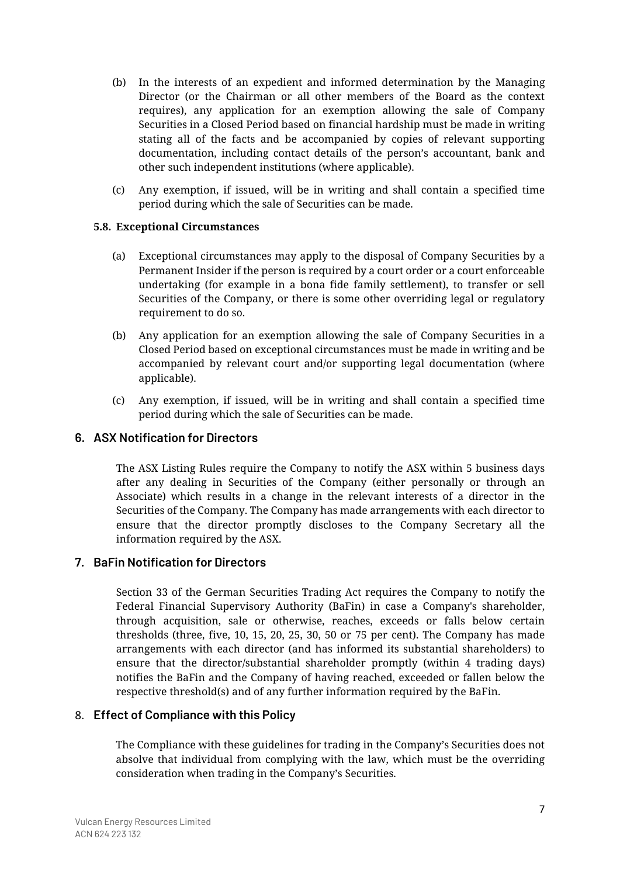(b) In the interests of an expedient and informed determination by the Managing Director (or the Chairman or all other members of the Board as the context requires), any application for an exemption allowing the sale of Company Securities in a Closed Period based on financial hardship must be made in writing stating all of the facts and be accompanied by copies of relevant supporting documentation, including contact details of the person's accountant, bank and other such independent institutions (where applicable).

(c) Any exemption, if issued, will be in writing and shall contain a specified time period during which the sale of Securities can be made.

### 5.8. Exceptional Circumstances

(a) Exceptional circumstances may apply to the disposal of Company Securities by a Permanent Insider if the person is required by a court order or a court enforceable undertaking (for example in a bona fide family settlement), to transfer or sell Securities of the Company, or there is some other overriding legal or regulatory requirement to do so.

(b) Any application for an exemption allowing the sale of Company Securities in a Closed Period based on exceptional circumstances must be made in writing and be accompanied by relevant court and/or supporting legal documentation (where applicable).

(c) Any exemption, if issued, will be in writing and shall contain a specified time period during which the sale of Securities can be made.

## 6. ASX Notification for Directors

The ASX Listing Rules require the Company to notify the ASX within 5 business days after any dealing in Securities of the Company (either personally or through an Associate) which results in a change in the relevant interests of a director in the Securities of the Company. The Company has made arrangements with each director to ensure that the director promptly discloses to the Company Secretary all the information required by the ASX.

## 7. BaFin Notification for Directors

Section 33 of the German Securities Trading Act requires the Company to notify the Federal Financial Supervisory Authority (BaFin) in case a Company's shareholder, through acquisition, sale or otherwise, reaches, exceeds or falls below certain thresholds (three, five, 10, 15, 20, 25, 30, 50 or 75 per cent). The Company has made arrangements with each director (and has informed its substantial shareholders) to ensure that the director/substantial shareholder promptly (within 4 trading days) notifies the BaFin and the Company of having reached, exceeded or fallen below the respective threshold(s) and of any further information required by the BaFin.

## 8. Effect of Compliance with this Policy

The Compliance with these guidelines for trading in the Company's Securities does not absolve that individual from complying with the law, which must be the overriding consideration when trading in the Company's Securities.